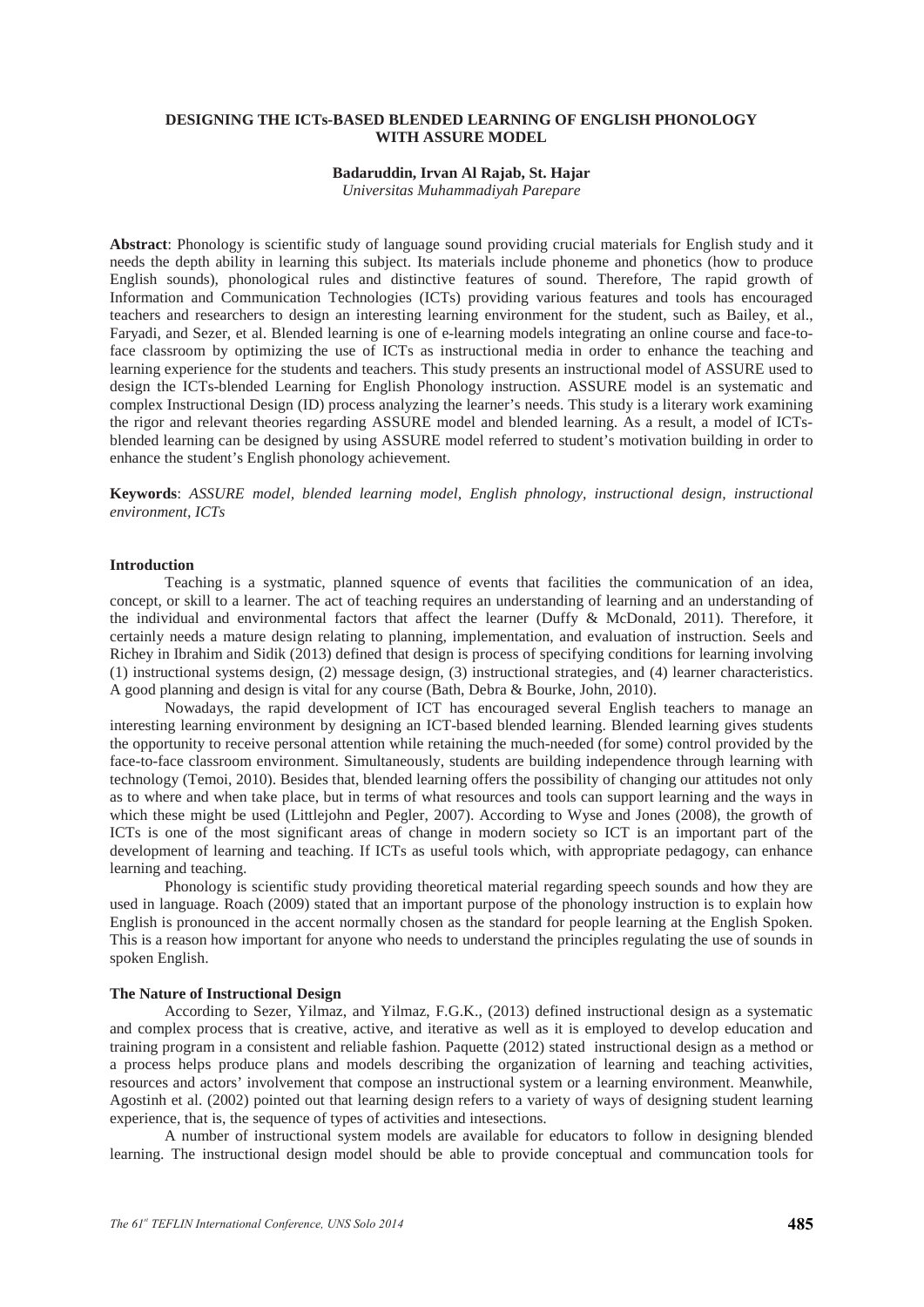# DESIGNING THE ICTs-BASED BLENDED LEARNING OF ENGLISH PHONOLOGY WITH ASSURE MODEL

**Badaruddin, Irvan Al Rajab, St. Hajar**
*Universitas Muhammadiyah Parepare*

**Abstract**: Phonology is scientific study of language sound providing crucial materials for English study and it needs the depth ability in learning this subject. Its materials include phoneme and phonetics (how to produce English sounds), phonological rules and distinctive features of sound. Therefore, The rapid growth of Information and Communication Technologies (ICTs) providing various features and tools has encouraged teachers and researchers to design an interesting learning environment for the student, such as Bailey, et al., Faryadi, and Sezer, et al. Blended learning is one of e-learning models integrating an online course and face-to-face classroom by optimizing the use of ICTs as instructional media in order to enhance the teaching and learning experience for the students and teachers. This study presents an instructional model of ASSURE used to design the ICTs-blended Learning for English Phonology instruction. ASSURE model is an systematic and complex Instructional Design (ID) process analyzing the learner's needs. This study is a literary work examining the rigor and relevant theories regarding ASSURE model and blended learning. As a result, a model of ICTs-blended learning can be designed by using ASSURE model referred to student's motivation building in order to enhance the student's English phonology achievement.

**Keywords**: *ASSURE model, blended learning model, English phnology, instructional design, instructional environment, ICTs*

## Introduction

Teaching is a systmatic, planned squence of events that facilities the communication of an idea, concept, or skill to a learner. The act of teaching requires an understanding of learning and an understanding of the individual and environmental factors that affect the learner (Duffy & McDonald, 2011). Therefore, it certainly needs a mature design relating to planning, implementation, and evaluation of instruction. Seels and Richey in Ibrahim and Sidik (2013) defined that design is process of specifying conditions for learning involving (1) instructional systems design, (2) message design, (3) instructional strategies, and (4) learner characteristics. A good planning and design is vital for any course (Bath, Debra & Bourke, John, 2010).

Nowadays, the rapid development of ICT has encouraged several English teachers to manage an interesting learning environment by designing an ICT-based blended learning. Blended learning gives students the opportunity to receive personal attention while retaining the much-needed (for some) control provided by the face-to-face classroom environment. Simultaneously, students are building independence through learning with technology (Temoi, 2010). Besides that, blended learning offers the possibility of changing our attitudes not only as to where and when take place, but in terms of what resources and tools can support learning and the ways in which these might be used (Littlejohn and Pegler, 2007). According to Wyse and Jones (2008), the growth of ICTs is one of the most significant areas of change in modern society so ICT is an important part of the development of learning and teaching. If ICTs as useful tools which, with appropriate pedagogy, can enhance learning and teaching.

Phonology is scientific study providing theoretical material regarding speech sounds and how they are used in language. Roach (2009) stated that an important purpose of the phonology instruction is to explain how English is pronounced in the accent normally chosen as the standard for people learning at the English Spoken. This is a reason how important for anyone who needs to understand the principles regulating the use of sounds in spoken English.

## The Nature of Instructional Design

According to Sezer, Yilmaz, and Yilmaz, F.G.K., (2013) defined instructional design as a systematic and complex process that is creative, active, and iterative as well as it is employed to develop education and training program in a consistent and reliable fashion. Paquette (2012) stated instructional design as a method or a process helps produce plans and models describing the organization of learning and teaching activities, resources and actors' involvement that compose an instructional system or a learning environment. Meanwhile, Agostinh et al. (2002) pointed out that learning design refers to a variety of ways of designing student learning experience, that is, the sequence of types of activities and intesections.

A number of instructional system models are available for educators to follow in designing blended learning. The instructional design model should be able to provide conceptual and communcation tools for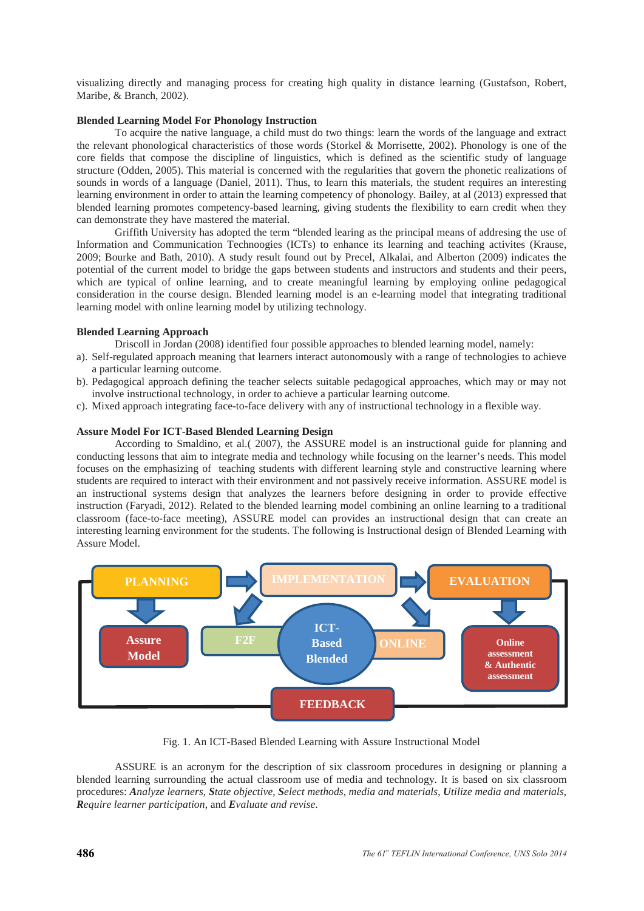visualizing directly and managing process for creating high quality in distance learning (Gustafson, Robert, Maribe, & Branch, 2002).

**Blended Learning Model For Phonology Instruction**

To acquire the native language, a child must do two things: learn the words of the language and extract the relevant phonological characteristics of those words (Storkel & Morrisette, 2002). Phonology is one of the core fields that compose the discipline of linguistics, which is defined as the scientific study of language structure (Odden, 2005). This material is concerned with the regularities that govern the phonetic realizations of sounds in words of a language (Daniel, 2011). Thus, to learn this materials, the student requires an interesting learning environment in order to attain the learning competency of phonology. Bailey, at al (2013) expressed that blended learning promotes competency-based learning, giving students the flexibility to earn credit when they can demonstrate they have mastered the material.

Griffith University has adopted the term "blended learing as the principal means of addresing the use of Information and Communication Technoogies (ICTs) to enhance its learning and teaching activites (Krause, 2009; Bourke and Bath, 2010). A study result found out by Precel, Alkalai, and Alberton (2009) indicates the potential of the current model to bridge the gaps between students and instructors and students and their peers, which are typical of online learning, and to create meaningful learning by employing online pedagogical consideration in the course design. Blended learning model is an e-learning model that integrating traditional learning model with online learning model by utilizing technology.

**Blended Learning Approach**

Driscoll in Jordan (2008) identified four possible approaches to blended learning model, namely:

a). Self-regulated approach meaning that learners interact autonomously with a range of technologies to achieve a particular learning outcome.

b). Pedagogical approach defining the teacher selects suitable pedagogical approaches, which may or may not involve instructional technology, in order to achieve a particular learning outcome.

c). Mixed approach integrating face-to-face delivery with any of instructional technology in a flexible way.

**Assure Model For ICT-Based Blended Learning Design**

According to Smaldino, et al.( 2007), the ASSURE model is an instructional guide for planning and conducting lessons that aim to integrate media and technology while focusing on the learner's needs. This model focuses on the emphasizing of teaching students with different learning style and constructive learning where students are required to interact with their environment and not passively receive information. ASSURE model is an instructional systems design that analyzes the learners before designing in order to provide effective instruction (Faryadi, 2012). Related to the blended learning model combining an online learning to a traditional classroom (face-to-face meeting), ASSURE model can provides an instructional design that can create an interesting learning environment for the students. The following is Instructional design of Blended Learning with Assure Model.

Fig. 1. An ICT-Based Blended Learning with Assure Instructional Model

ASSURE is an acronym for the description of six classroom procedures in designing or planning a blended learning surrounding the actual classroom use of media and technology. It is based on six classroom procedures: *__A__nalyze learners*, *__S__tate objective*, *__S__elect methods, media and materials*, *__U__tilize media and materials*, *__R__equire learner participation*, and *__E__valuate and revise.*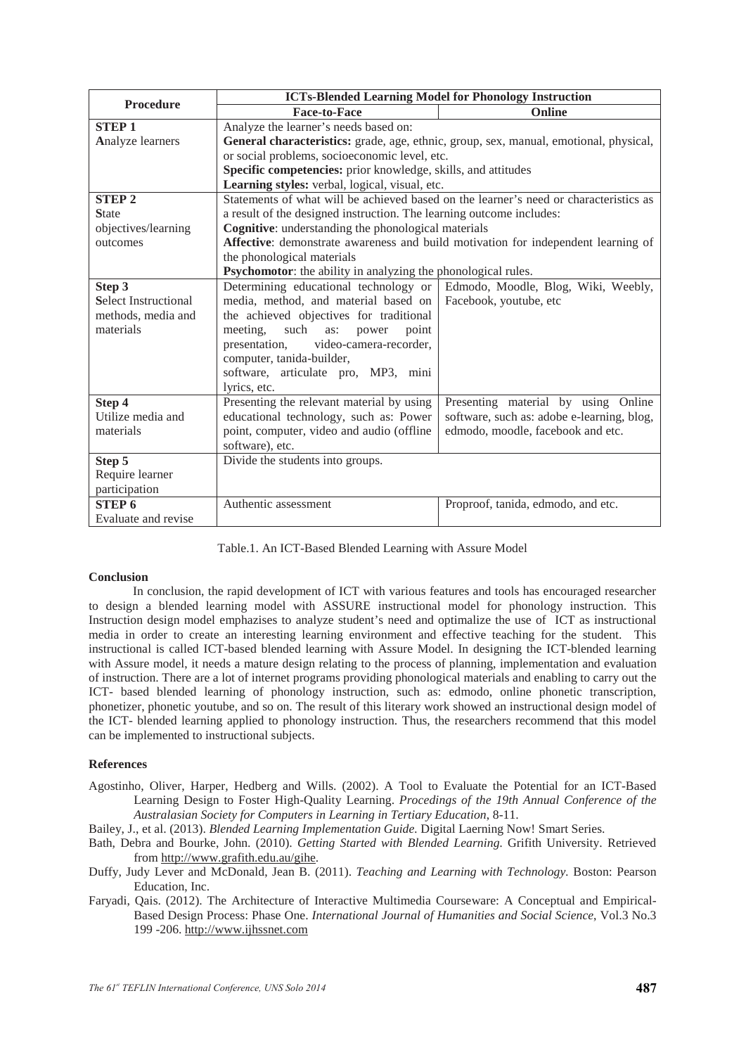| Procedure | ICTs-Blended Learning Model for Phonology Instruction | |
|---|---|---|
| | **Face-to-Face** | **Online** |
| **STEP 1** **A**nalyze learners | Analyze the learner's needs based on: **General characteristics:** grade, age, ethnic, group, sex, manual, emotional, physical, or social problems, socioeconomic level, etc. **Specific competencies:** prior knowledge, skills, and attitudes **Learning styles:** verbal, logical, visual, etc. | |
| **STEP 2** **S**tate objectives/learning outcomes | Statements of what will be achieved based on the learner's need or characteristics as a result of the designed instruction. The learning outcome includes: **Cognitive**: understanding the phonological materials **Affective**: demonstrate awareness and build motivation for independent learning of the phonological materials **Psychomotor**: the ability in analyzing the phonological rules. | |
| **Step 3** **S**elect Instructional methods, media and materials | Determining educational technology or media, method, and material based on the achieved objectives for traditional meeting, such as: power point presentation, video-camera-recorder, computer, tanida-builder, software, articulate pro, MP3, mini lyrics, etc. | Edmodo, Moodle, Blog, Wiki, Weebly, Facebook, youtube, etc |
| **Step 4** Utilize media and materials | Presenting the relevant material by using educational technology, such as: Power point, computer, video and audio (offline software), etc. | Presenting material by using Online software, such as: adobe e-learning, blog, edmodo, moodle, facebook and etc. |
| **Step 5** Require learner participation | Divide the students into groups. | |
| **STEP 6** Evaluate and revise | Authentic assessment | Proproof, tanida, edmodo, and etc. |

Table.1. An ICT-Based Blended Learning with Assure Model

**Conclusion**

In conclusion, the rapid development of ICT with various features and tools has encouraged researcher to design a blended learning model with ASSURE instructional model for phonology instruction. This Instruction design model emphasizes to analyze student's need and optimalize the use of ICT as instructional media in order to create an interesting learning environment and effective teaching for the student. This instructional is called ICT-based blended learning with Assure Model. In designing the ICT-blended learning with Assure model, it needs a mature design relating to the process of planning, implementation and evaluation of instruction. There are a lot of internet programs providing phonological materials and enabling to carry out the ICT- based blended learning of phonology instruction, such as: edmodo, online phonetic transcription, phonetizer, phonetic youtube, and so on. The result of this literary work showed an instructional design model of the ICT- blended learning applied to phonology instruction. Thus, the researchers recommend that this model can be implemented to instructional subjects.

**References**

Agostinho, Oliver, Harper, Hedberg and Wills. (2002). A Tool to Evaluate the Potential for an ICT-Based Learning Design to Foster High-Quality Learning. *Procedings of the 19th Annual Conference of the Australasian Society for Computers in Learning in Tertiary Education*, 8-11.

Bailey, J., et al. (2013). *Blended Learning Implementation Guide*. Digital Laerning Now! Smart Series.

Bath, Debra and Bourke, John. (2010). *Getting Started with Blended Learning*. Grifith University. Retrieved from http://www.grafith.edu.au/gihe.

Duffy, Judy Lever and McDonald, Jean B. (2011). *Teaching and Learning with Technology*. Boston: Pearson Education, Inc.

Faryadi, Qais. (2012). The Architecture of Interactive Multimedia Courseware: A Conceptual and Empirical-Based Design Process: Phase One. *International Journal of Humanities and Social Science*, Vol.3 No.3 199 -206. http://www.ijhssnet.com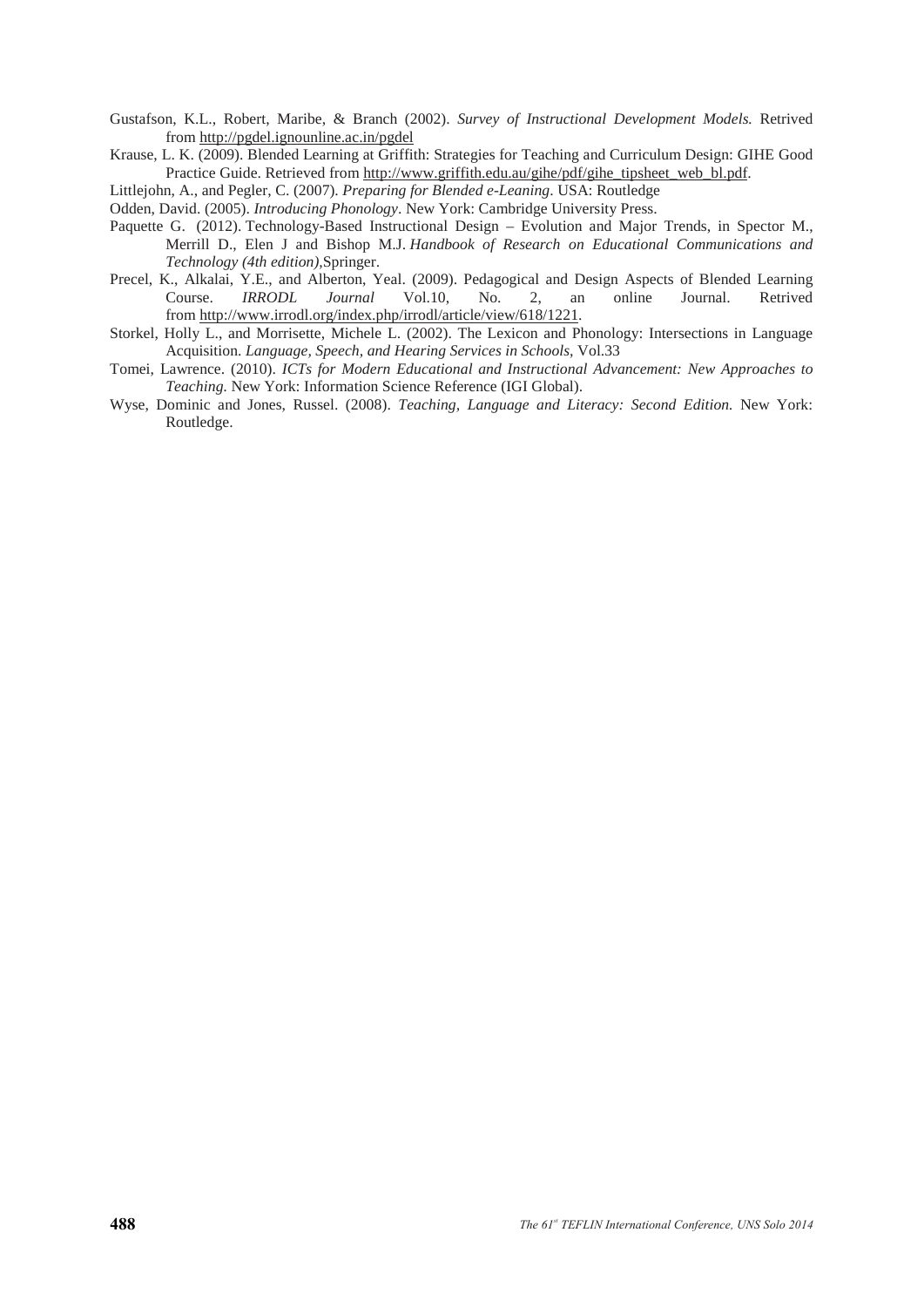Gustafson, K.L., Robert, Maribe, & Branch (2002). *Survey of Instructional Development Models.* Retrived from http://pgdel.ignounline.ac.in/pgdel

Krause, L. K. (2009). Blended Learning at Griffith: Strategies for Teaching and Curriculum Design: GIHE Good Practice Guide. Retrieved from http://www.griffith.edu.au/gihe/pdf/gihe_tipsheet_web_bl.pdf.

Littlejohn, A., and Pegler, C. (2007). *Preparing for Blended e-Leaning*. USA: Routledge

Odden, David. (2005). *Introducing Phonology*. New York: Cambridge University Press.

Paquette G. (2012). Technology-Based Instructional Design – Evolution and Major Trends, in Spector M., Merrill D., Elen J and Bishop M.J. *Handbook of Research on Educational Communications and Technology (4th edition),*Springer.

Precel, K., Alkalai, Y.E., and Alberton, Yeal. (2009). Pedagogical and Design Aspects of Blended Learning Course. *IRRODL Journal* Vol.10, No. 2, an online Journal. Retrived from http://www.irrodl.org/index.php/irrodl/article/view/618/1221.

Storkel, Holly L., and Morrisette, Michele L. (2002). The Lexicon and Phonology: Intersections in Language Acquisition. *Language, Speech, and Hearing Services in Schools,* Vol.33

Tomei, Lawrence. (2010). *ICTs for Modern Educational and Instructional Advancement: New Approaches to Teaching.* New York: Information Science Reference (IGI Global).

Wyse, Dominic and Jones, Russel. (2008). *Teaching, Language and Literacy: Second Edition.* New York: Routledge.